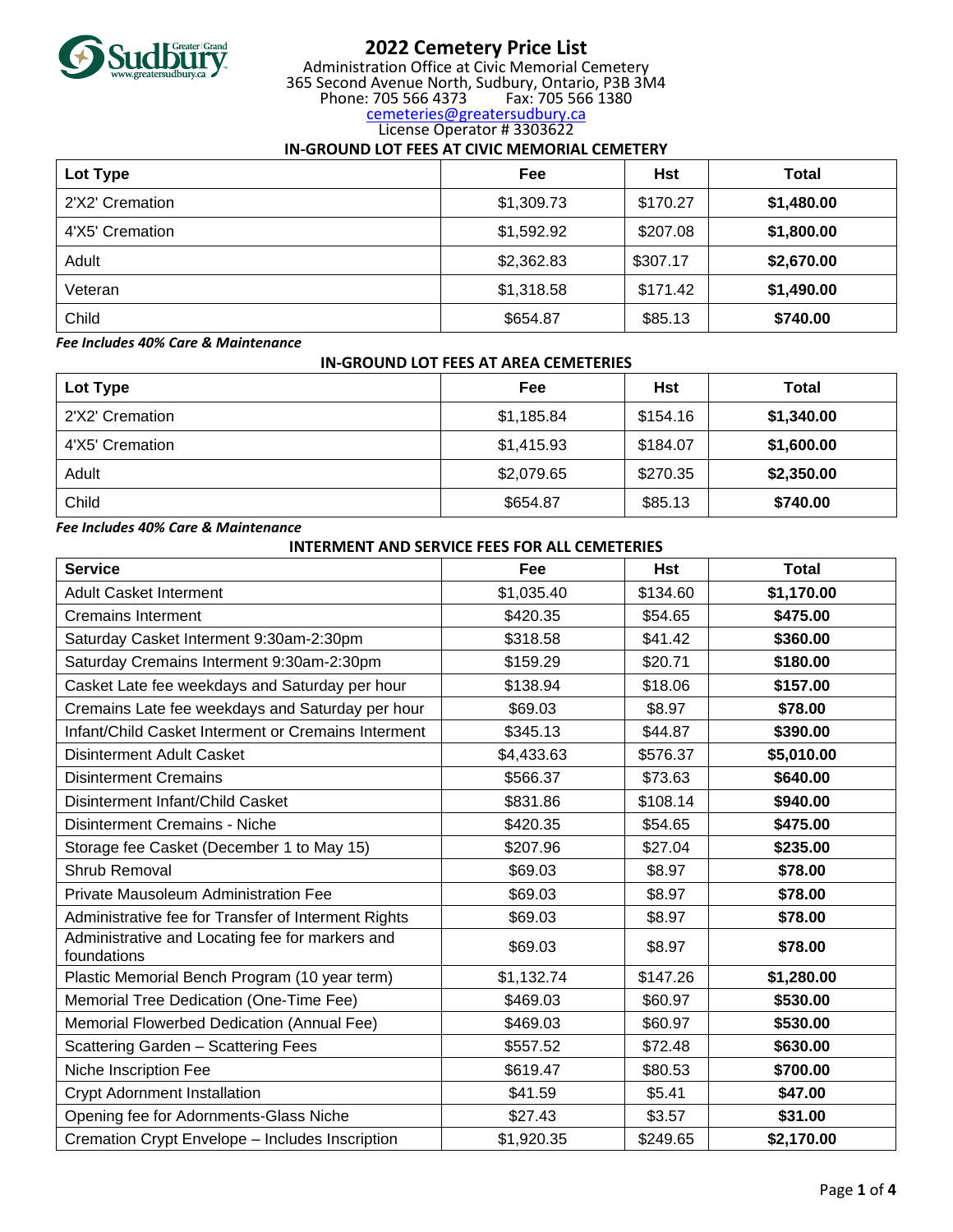# 2022 Cemetery Price List

Administration Office at Civic Memorial Cemetery
365 Second Avenue North, Sudbury, Ontario, P3B 3M4
Phone: 705 566 4373 Fax: 705 566 1380
cemeteries@greatersudbury.ca
License Operator # 3303622

## IN-GROUND LOT FEES AT CIVIC MEMORIAL CEMETERY

| Lot Type | Fee | Hst | Total |
|---|---|---|---|
| 2'X2' Cremation | $1,309.73 | $170.27 | **$1,480.00** |
| 4'X5' Cremation | $1,592.92 | $207.08 | **$1,800.00** |
| Adult | $2,362.83 | $307.17 | **$2,670.00** |
| Veteran | $1,318.58 | $171.42 | **$1,490.00** |
| Child | $654.87 | $85.13 | **$740.00** |

***Fee Includes 40% Care & Maintenance***

## IN-GROUND LOT FEES AT AREA CEMETERIES

| Lot Type | Fee | Hst | Total |
|---|---|---|---|
| 2'X2' Cremation | $1,185.84 | $154.16 | **$1,340.00** |
| 4'X5' Cremation | $1,415.93 | $184.07 | **$1,600.00** |
| Adult | $2,079.65 | $270.35 | **$2,350.00** |
| Child | $654.87 | $85.13 | **$740.00** |

***Fee Includes 40% Care & Maintenance***

## INTERMENT AND SERVICE FEES FOR ALL CEMETERIES

| Service | Fee | Hst | Total |
|---|---|---|---|
| Adult Casket Interment | $1,035.40 | $134.60 | **$1,170.00** |
| Cremains Interment | $420.35 | $54.65 | **$475.00** |
| Saturday Casket Interment 9:30am-2:30pm | $318.58 | $41.42 | **$360.00** |
| Saturday Cremains Interment 9:30am-2:30pm | $159.29 | $20.71 | **$180.00** |
| Casket Late fee weekdays and Saturday per hour | $138.94 | $18.06 | **$157.00** |
| Cremains Late fee weekdays and Saturday per hour | $69.03 | $8.97 | **$78.00** |
| Infant/Child Casket Interment or Cremains Interment | $345.13 | $44.87 | **$390.00** |
| Disinterment Adult Casket | $4,433.63 | $576.37 | **$5,010.00** |
| Disinterment Cremains | $566.37 | $73.63 | **$640.00** |
| Disinterment Infant/Child Casket | $831.86 | $108.14 | **$940.00** |
| Disinterment Cremains - Niche | $420.35 | $54.65 | **$475.00** |
| Storage fee Casket (December 1 to May 15) | $207.96 | $27.04 | **$235.00** |
| Shrub Removal | $69.03 | $8.97 | **$78.00** |
| Private Mausoleum Administration Fee | $69.03 | $8.97 | **$78.00** |
| Administrative fee for Transfer of Interment Rights | $69.03 | $8.97 | **$78.00** |
| Administrative and Locating fee for markers and foundations | $69.03 | $8.97 | **$78.00** |
| Plastic Memorial Bench Program (10 year term) | $1,132.74 | $147.26 | **$1,280.00** |
| Memorial Tree Dedication (One-Time Fee) | $469.03 | $60.97 | **$530.00** |
| Memorial Flowerbed Dedication (Annual Fee) | $469.03 | $60.97 | **$530.00** |
| Scattering Garden – Scattering Fees | $557.52 | $72.48 | **$630.00** |
| Niche Inscription Fee | $619.47 | $80.53 | **$700.00** |
| Crypt Adornment Installation | $41.59 | $5.41 | **$47.00** |
| Opening fee for Adornments-Glass Niche | $27.43 | $3.57 | **$31.00** |
| Cremation Crypt Envelope – Includes Inscription | $1,920.35 | $249.65 | **$2,170.00** |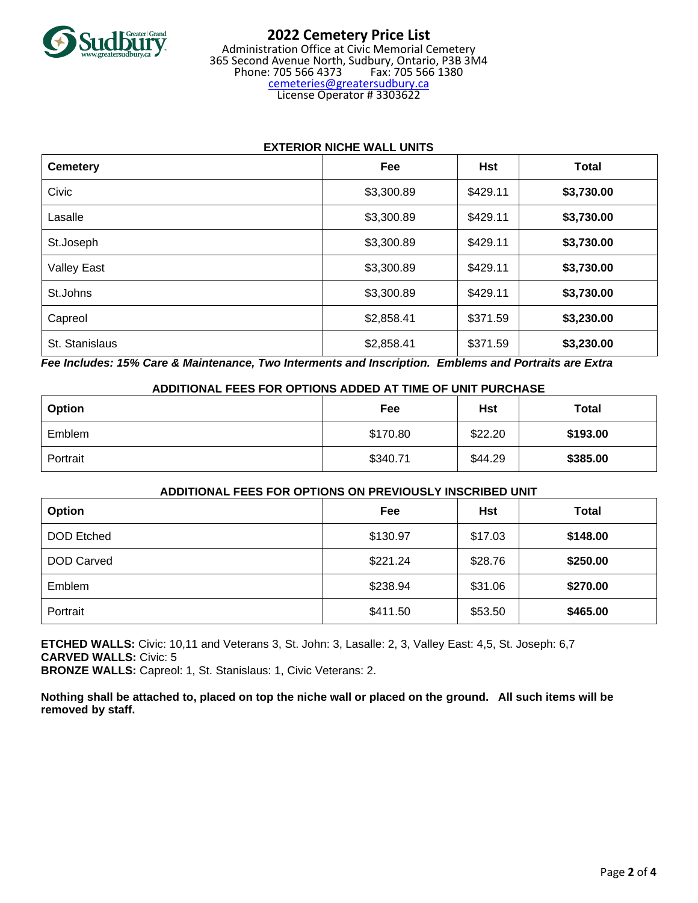# 2022 Cemetery Price List

Administration Office at Civic Memorial Cemetery
365 Second Avenue North, Sudbury, Ontario, P3B 3M4
Phone: 705 566 4373 Fax: 705 566 1380
cemeteries@greatersudbury.ca
License Operator # 3303622

### EXTERIOR NICHE WALL UNITS

| Cemetery | Fee | Hst | Total |
|---|---|---|---|
| Civic | $3,300.89 | $429.11 | **$3,730.00** |
| Lasalle | $3,300.89 | $429.11 | **$3,730.00** |
| St.Joseph | $3,300.89 | $429.11 | **$3,730.00** |
| Valley East | $3,300.89 | $429.11 | **$3,730.00** |
| St.Johns | $3,300.89 | $429.11 | **$3,730.00** |
| Capreol | $2,858.41 | $371.59 | **$3,230.00** |
| St. Stanislaus | $2,858.41 | $371.59 | **$3,230.00** |

***Fee Includes: 15% Care & Maintenance, Two Interments and Inscription. Emblems and Portraits are Extra***

### ADDITIONAL FEES FOR OPTIONS ADDED AT TIME OF UNIT PURCHASE

| Option | Fee | Hst | Total |
|---|---|---|---|
| Emblem | $170.80 | $22.20 | **$193.00** |
| Portrait | $340.71 | $44.29 | **$385.00** |

### ADDITIONAL FEES FOR OPTIONS ON PREVIOUSLY INSCRIBED UNIT

| Option | Fee | Hst | Total |
|---|---|---|---|
| DOD Etched | $130.97 | $17.03 | **$148.00** |
| DOD Carved | $221.24 | $28.76 | **$250.00** |
| Emblem | $238.94 | $31.06 | **$270.00** |
| Portrait | $411.50 | $53.50 | **$465.00** |

**ETCHED WALLS:** Civic: 10,11 and Veterans 3, St. John: 3, Lasalle: 2, 3, Valley East: 4,5, St. Joseph: 6,7
**CARVED WALLS:** Civic: 5
**BRONZE WALLS:** Capreol: 1, St. Stanislaus: 1, Civic Veterans: 2.

**Nothing shall be attached to, placed on top the niche wall or placed on the ground. All such items will be removed by staff.**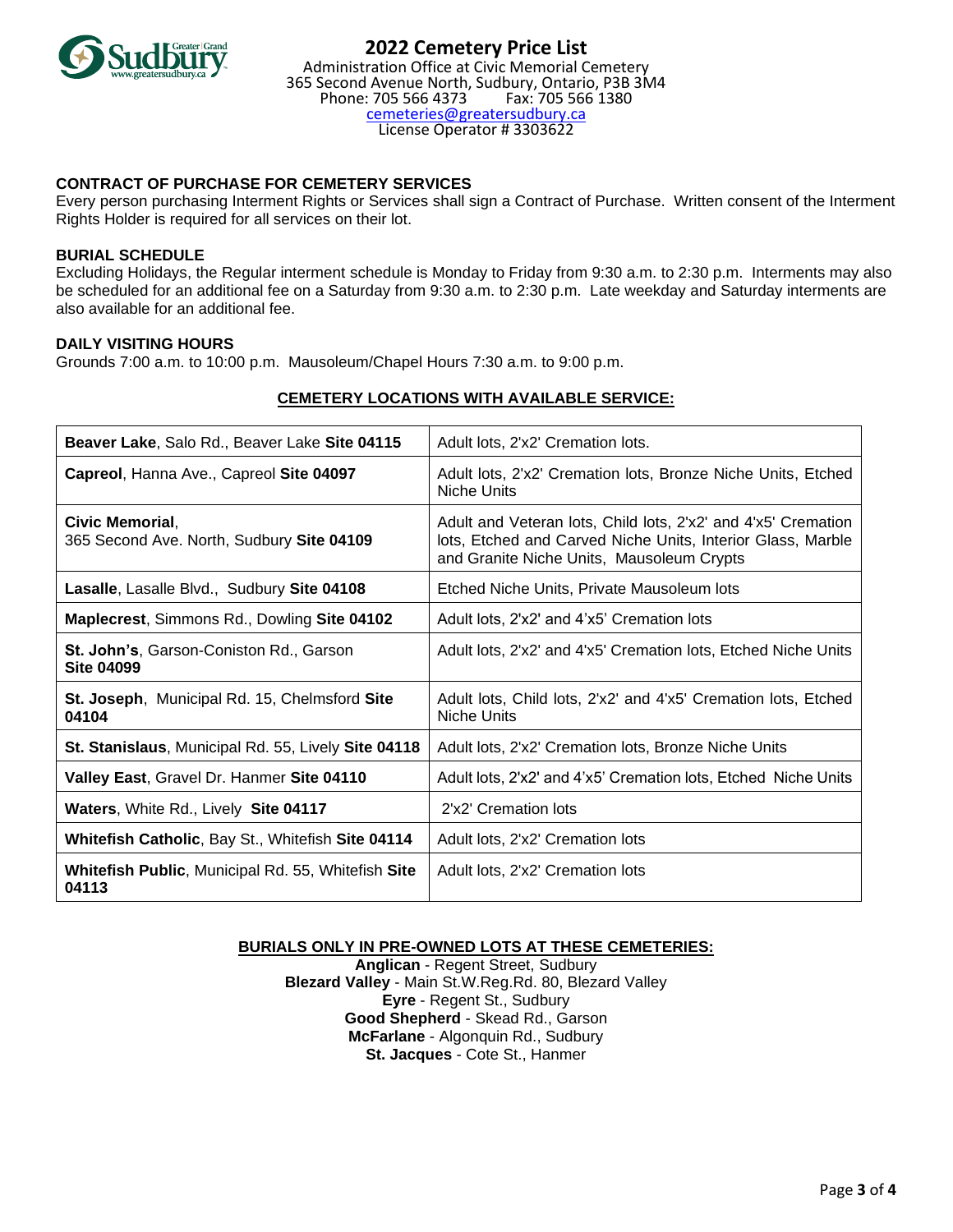# 2022 Cemetery Price List

Administration Office at Civic Memorial Cemetery
365 Second Avenue North, Sudbury, Ontario, P3B 3M4
Phone: 705 566 4373 Fax: 705 566 1380
cemeteries@greatersudbury.ca
License Operator # 3303622

**CONTRACT OF PURCHASE FOR CEMETERY SERVICES**

Every person purchasing Interment Rights or Services shall sign a Contract of Purchase. Written consent of the Interment Rights Holder is required for all services on their lot.

**BURIAL SCHEDULE**

Excluding Holidays, the Regular interment schedule is Monday to Friday from 9:30 a.m. to 2:30 p.m. Interments may also be scheduled for an additional fee on a Saturday from 9:30 a.m. to 2:30 p.m. Late weekday and Saturday interments are also available for an additional fee.

**DAILY VISITING HOURS**

Grounds 7:00 a.m. to 10:00 p.m. Mausoleum/Chapel Hours 7:30 a.m. to 9:00 p.m.

**CEMETERY LOCATIONS WITH AVAILABLE SERVICE:**

| Location | Available Service |
|---|---|
| **Beaver Lake**, Salo Rd., Beaver Lake **Site 04115** | Adult lots, 2'x2' Cremation lots. |
| **Capreol**, Hanna Ave., Capreol **Site 04097** | Adult lots, 2'x2' Cremation lots, Bronze Niche Units, Etched Niche Units |
| **Civic Memorial**, 365 Second Ave. North, Sudbury **Site 04109** | Adult and Veteran lots, Child lots, 2'x2' and 4'x5' Cremation lots, Etched and Carved Niche Units, Interior Glass, Marble and Granite Niche Units, Mausoleum Crypts |
| **Lasalle**, Lasalle Blvd., Sudbury **Site 04108** | Etched Niche Units, Private Mausoleum lots |
| **Maplecrest**, Simmons Rd., Dowling **Site 04102** | Adult lots, 2'x2' and 4'x5' Cremation lots |
| **St. John's**, Garson-Coniston Rd., Garson **Site 04099** | Adult lots, 2'x2' and 4'x5' Cremation lots, Etched Niche Units |
| **St. Joseph**, Municipal Rd. 15, Chelmsford **Site 04104** | Adult lots, Child lots, 2'x2' and 4'x5' Cremation lots, Etched Niche Units |
| **St. Stanislaus**, Municipal Rd. 55, Lively **Site 04118** | Adult lots, 2'x2' Cremation lots, Bronze Niche Units |
| **Valley East**, Gravel Dr. Hanmer **Site 04110** | Adult lots, 2'x2' and 4'x5' Cremation lots, Etched Niche Units |
| **Waters**, White Rd., Lively **Site 04117** | 2'x2' Cremation lots |
| **Whitefish Catholic**, Bay St., Whitefish **Site 04114** | Adult lots, 2'x2' Cremation lots |
| **Whitefish Public**, Municipal Rd. 55, Whitefish **Site 04113** | Adult lots, 2'x2' Cremation lots |

**BURIALS ONLY IN PRE-OWNED LOTS AT THESE CEMETERIES:**

**Anglican** - Regent Street, Sudbury
**Blezard Valley** - Main St.W.Reg.Rd. 80, Blezard Valley
**Eyre** - Regent St., Sudbury
**Good Shepherd** - Skead Rd., Garson
**McFarlane** - Algonquin Rd., Sudbury
**St. Jacques** - Cote St., Hanmer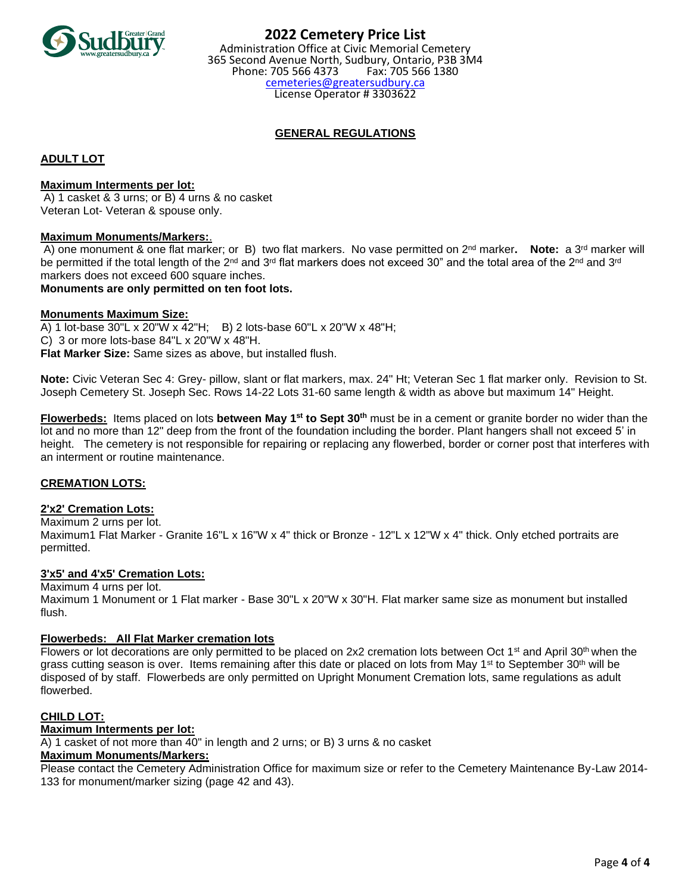# 2022 Cemetery Price List

Administration Office at Civic Memorial Cemetery
365 Second Avenue North, Sudbury, Ontario, P3B 3M4
Phone: 705 566 4373 Fax: 705 566 1380
cemeteries@greatersudbury.ca
License Operator # 3303622

## GENERAL REGULATIONS

### ADULT LOT

**Maximum Interments per lot:**
A) 1 casket & 3 urns; or B) 4 urns & no casket
Veteran Lot- Veteran & spouse only.

**Maximum Monuments/Markers:**.
A) one monument & one flat marker; or B) two flat markers. No vase permitted on 2nd marker. **Note:** a 3rd marker will be permitted if the total length of the 2nd and 3rd flat markers does not exceed 30" and the total area of the 2nd and 3rd markers does not exceed 600 square inches.
**Monuments are only permitted on ten foot lots.**

**Monuments Maximum Size:**
A) 1 lot-base 30"L x 20"W x 42"H; B) 2 lots-base 60"L x 20"W x 48"H;
C) 3 or more lots-base 84"L x 20"W x 48"H.
**Flat Marker Size:** Same sizes as above, but installed flush.

**Note:** Civic Veteran Sec 4: Grey- pillow, slant or flat markers, max. 24" Ht; Veteran Sec 1 flat marker only. Revision to St. Joseph Cemetery St. Joseph Sec. Rows 14-22 Lots 31-60 same length & width as above but maximum 14" Height.

**Flowerbeds:** Items placed on lots **between May 1st to Sept 30th** must be in a cement or granite border no wider than the lot and no more than 12" deep from the front of the foundation including the border. Plant hangers shall not exceed 5' in height. The cemetery is not responsible for repairing or replacing any flowerbed, border or corner post that interferes with an interment or routine maintenance.

### CREMATION LOTS:

**2'x2' Cremation Lots:**
Maximum 2 urns per lot.
Maximum1 Flat Marker - Granite 16"L x 16"W x 4" thick or Bronze - 12"L x 12"W x 4" thick. Only etched portraits are permitted.

**3'x5' and 4'x5' Cremation Lots:**
Maximum 4 urns per lot.
Maximum 1 Monument or 1 Flat marker - Base 30"L x 20"W x 30"H. Flat marker same size as monument but installed flush.

**Flowerbeds: All Flat Marker cremation lots**
Flowers or lot decorations are only permitted to be placed on 2x2 cremation lots between Oct 1st and April 30th when the grass cutting season is over. Items remaining after this date or placed on lots from May 1st to September 30th will be disposed of by staff. Flowerbeds are only permitted on Upright Monument Cremation lots, same regulations as adult flowerbed.

### CHILD LOT:

**Maximum Interments per lot:**
A) 1 casket of not more than 40" in length and 2 urns; or B) 3 urns & no casket

**Maximum Monuments/Markers:**
Please contact the Cemetery Administration Office for maximum size or refer to the Cemetery Maintenance By-Law 2014-133 for monument/marker sizing (page 42 and 43).